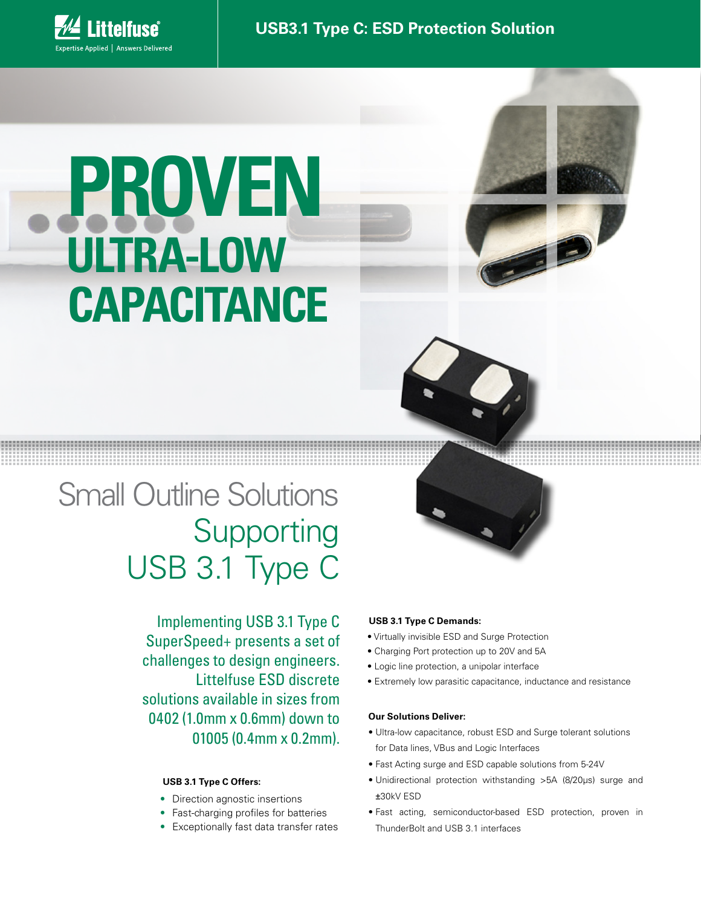# USB3.1 Type C: ESD Protection Solution

# PROVEN ULTRA-LOW CAPACITANCE

## Small Outline Solutions Supporting USB 3.1 Type C

Implementing USB 3.1 Type C SuperSpeed+ presents a set of challenges to design engineers. Littelfuse ESD discrete solutions available in sizes from 0402 (1.0mm x 0.6mm) down to 01005 (0.4mm x 0.2mm).

**USB 3.1 Type C Offers:**

- Direction agnostic insertions
- Fast-charging profiles for batteries
- Exceptionally fast data transfer rates

**USB 3.1 Type C Demands:**

- Virtually invisible ESD and Surge Protection
- Charging Port protection up to 20V and 5A
- Logic line protection, a unipolar interface
- Extremely low parasitic capacitance, inductance and resistance

**Our Solutions Deliver:**

- Ultra-low capacitance, robust ESD and Surge tolerant solutions for Data lines, VBus and Logic Interfaces
- Fast Acting surge and ESD capable solutions from 5-24V
- Unidirectional protection withstanding >5A (8/20μs) surge and ±30kV ESD
- Fast acting, semiconductor-based ESD protection, proven in ThunderBolt and USB 3.1 interfaces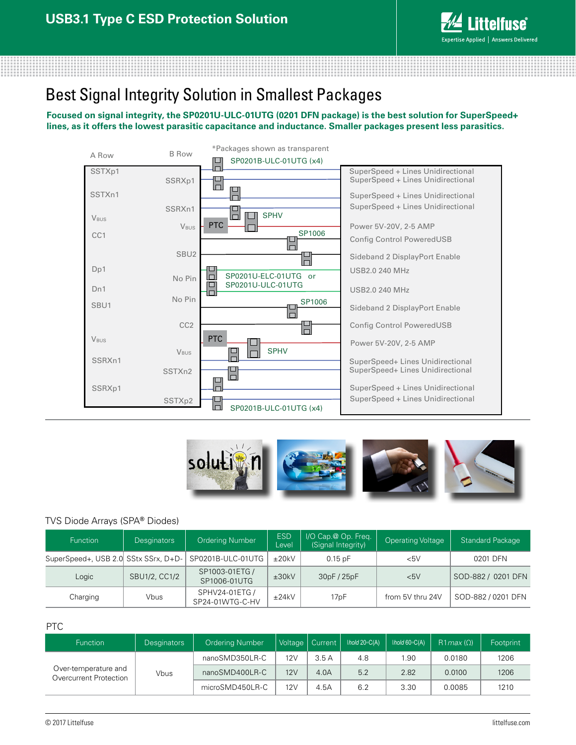# Best Signal Integrity Solution in Smallest Packages

**Focused on signal integrity, the SP0201U-ULC-01UTG (0201 DFN package) is the best solution for SuperSpeed+ lines, as it offers the lowest parasitic capacitance and inductance. Smaller packages present less parasitics.**

A Row
B Row
*Packages shown as transparent
SP0201B-ULC-01UTG (x4)
SSTXp1
SSRXp1
SSTXn1
SSRXn1
VBUS
VBUS
PTC
SPHV
CC1
SP1006
SBU2
Dp1
No Pin
SP0201U-ELC-01UTG or
SP0201U-ULC-01UTG
Dn1
No Pin
SBU1
SP1006
CC2
VBUS
PTC
VBUS
SPHV
SSRXn1
SSTXn2
SSRXp1
SSTXp2
SP0201B-ULC-01UTG (x4)

SuperSpeed + Lines Unidirectional
SuperSpeed + Lines Unidirectional
SuperSpeed + Lines Unidirectional
SuperSpeed + Lines Unidirectional
Power 5V-20V, 2-5 AMP
Config Control PoweredUSB
Sideband 2 DisplayPort Enable
USB2.0 240 MHz
USB2.0 240 MHz
Sideband 2 DisplayPort Enable
Config Control PoweredUSB
Power 5V-20V, 2-5 AMP
SuperSpeed+ Lines Unidirectional
SuperSpeed+ Lines Unidirectional
SuperSpeed + Lines Unidirectional
SuperSpeed + Lines Unidirectional

## TVS Diode Arrays (SPA® Diodes)

| Function | Desginators | Ordering Number | ESD Level | I/O Cap.@ Op. Freq. (Signal Integrity) | Operating Voltage | Standard Package |
|---|---|---|---|---|---|---|
| SuperSpeed+, USB 2.0 | SStx SSrx, D+D- | SP0201B-ULC-01UTG | ±20kV | 0.15 pF | <5V | 0201 DFN |
| Logic | SBU1/2, CC1/2 | SP1003-01ETG / SP1006-01UTG | ±30kV | 30pF / 25pF | <5V | SOD-882 / 0201 DFN |
| Charging | Vbus | SPHV24-01ETG / SP24-01WTG-C-HV | ±24kV | 17pF | from 5V thru 24V | SOD-882 / 0201 DFN |

## PTC

| Function | Desginators | Ordering Number | Voltage | Current | Ihold 20°C(A) | Ihold 60°C(A) | R1max (Ω) | Footprint |
|---|---|---|---|---|---|---|---|---|
| Over-temperature and Overcurrent Protection | Vbus | nanoSMD350LR-C | 12V | 3.5 A | 4.8 | 1.90 | 0.0180 | 1206 |
| | | nanoSMD400LR-C | 12V | 4.0A | 5.2 | 2.82 | 0.0100 | 1206 |
| | | microSMD450LR-C | 12V | 4.5A | 6.2 | 3.30 | 0.0085 | 1210 |

© 2017 Littelfuse    littelfuse.com